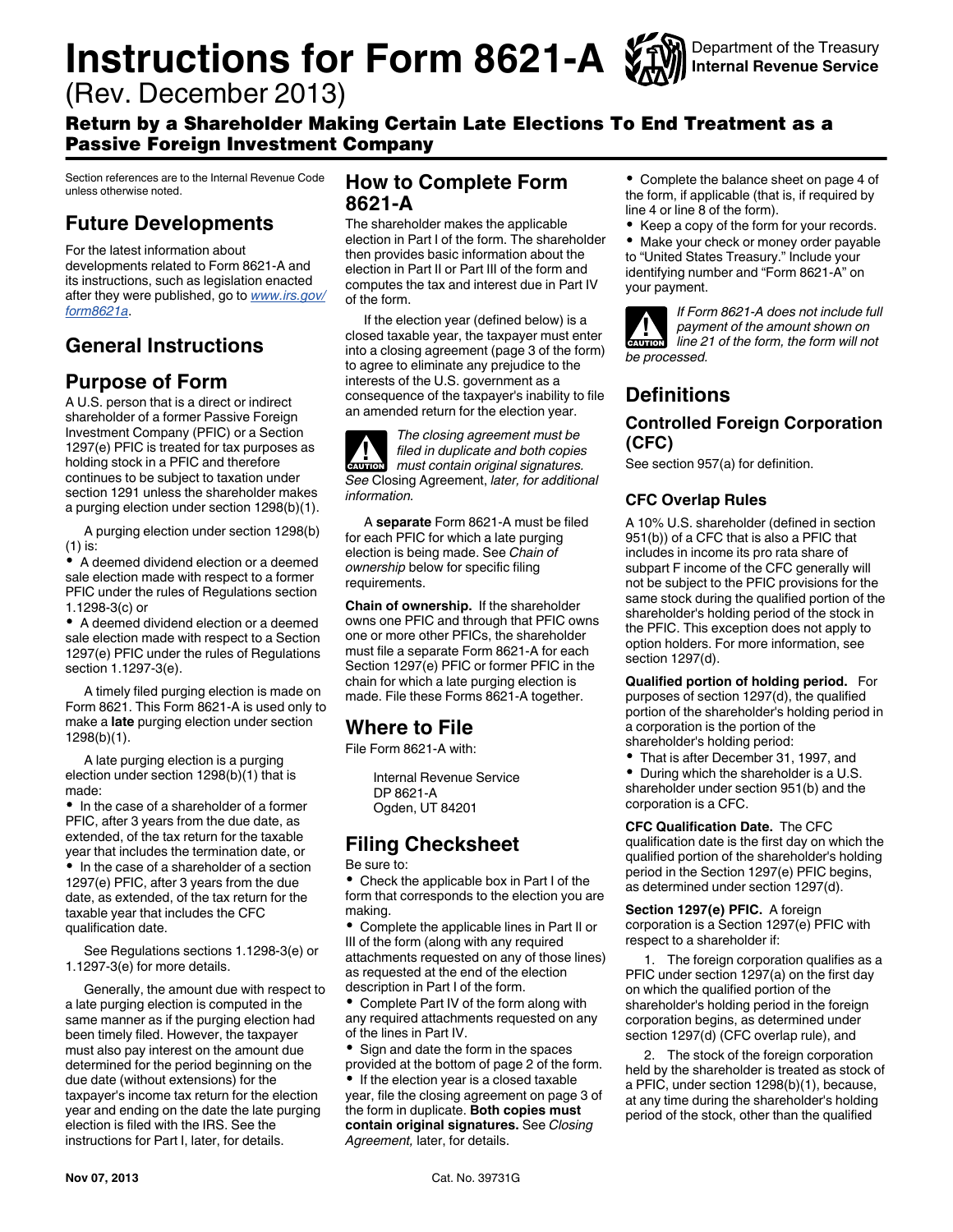# Instructions for Form 8621-A

Department of the Treasury
**Internal Revenue Service**

(Rev. December 2013)

## Return by a Shareholder Making Certain Late Elections To End Treatment as a Passive Foreign Investment Company

Section references are to the Internal Revenue Code unless otherwise noted.

## Future Developments

For the latest information about developments related to Form 8621-A and its instructions, such as legislation enacted after they were published, go to *www.irs.gov/form8621a*.

## General Instructions

## Purpose of Form

A U.S. person that is a direct or indirect shareholder of a former Passive Foreign Investment Company (PFIC) or a Section 1297(e) PFIC is treated for tax purposes as holding stock in a PFIC and therefore continues to be subject to taxation under section 1291 unless the shareholder makes a purging election under section 1298(b)(1).

A purging election under section 1298(b)(1) is:

- A deemed dividend election or a deemed sale election made with respect to a former PFIC under the rules of Regulations section 1.1298-3(c) or
- A deemed dividend election or a deemed sale election made with respect to a Section 1297(e) PFIC under the rules of Regulations section 1.1297-3(e).

A timely filed purging election is made on Form 8621. This Form 8621-A is used only to make a **late** purging election under section 1298(b)(1).

A late purging election is a purging election under section 1298(b)(1) that is made:

- In the case of a shareholder of a former PFIC, after 3 years from the due date, as extended, of the tax return for the taxable year that includes the termination date, or
- In the case of a shareholder of a section 1297(e) PFIC, after 3 years from the due date, as extended, of the tax return for the taxable year that includes the CFC qualification date.

See Regulations sections 1.1298-3(e) or 1.1297-3(e) for more details.

Generally, the amount due with respect to a late purging election is computed in the same manner as if the purging election had been timely filed. However, the taxpayer must also pay interest on the amount due determined for the period beginning on the due date (without extensions) for the taxpayer's income tax return for the election year and ending on the date the late purging election is filed with the IRS. See the instructions for Part I, later, for details.

## How to Complete Form 8621-A

The shareholder makes the applicable election in Part I of the form. The shareholder then provides basic information about the election in Part II or Part III of the form and computes the tax and interest due in Part IV of the form.

If the election year (defined below) is a closed taxable year, the taxpayer must enter into a closing agreement (page 3 of the form) to agree to eliminate any prejudice to the interests of the U.S. government as a consequence of the taxpayer's inability to file an amended return for the election year.

CAUTION: *The closing agreement must be filed in duplicate and both copies must contain original signatures. See* Closing Agreement, *later, for additional information.*

A **separate** Form 8621-A must be filed for each PFIC for which a late purging election is being made. See *Chain of ownership* below for specific filing requirements.

**Chain of ownership.** If the shareholder owns one PFIC and through that PFIC owns one or more other PFICs, the shareholder must file a separate Form 8621-A for each Section 1297(e) PFIC or former PFIC in the chain for which a late purging election is made. File these Forms 8621-A together.

## Where to File

File Form 8621-A with:

Internal Revenue Service
DP 8621-A
Ogden, UT 84201

## Filing Checksheet

Be sure to:

- Check the applicable box in Part I of the form that corresponds to the election you are making.
- Complete the applicable lines in Part II or III of the form (along with any required attachments requested on any of those lines) as requested at the end of the election description in Part I of the form.
- Complete Part IV of the form along with any required attachments requested on any of the lines in Part IV.
- Sign and date the form in the spaces provided at the bottom of page 2 of the form.
- If the election year is a closed taxable year, file the closing agreement on page 3 of the form in duplicate. **Both copies must contain original signatures.** See *Closing Agreement,* later, for details.
- Complete the balance sheet on page 4 of the form, if applicable (that is, if required by line 4 or line 8 of the form).
- Keep a copy of the form for your records.
- Make your check or money order payable to "United States Treasury." Include your identifying number and "Form 8621-A" on your payment.

CAUTION: *If Form 8621-A does not include full payment of the amount shown on line 21 of the form, the form will not be processed.*

## Definitions

### Controlled Foreign Corporation (CFC)

See section 957(a) for definition.

### CFC Overlap Rules

A 10% U.S. shareholder (defined in section 951(b)) of a CFC that is also a PFIC that includes in income its pro rata share of subpart F income of the CFC generally will not be subject to the PFIC provisions for the same stock during the qualified portion of the shareholder's holding period of the stock in the PFIC. This exception does not apply to option holders. For more information, see section 1297(d).

**Qualified portion of holding period.** For purposes of section 1297(d), the qualified portion of the shareholder's holding period in a corporation is the portion of the shareholder's holding period:

- That is after December 31, 1997, and
- During which the shareholder is a U.S. shareholder under section 951(b) and the corporation is a CFC.

**CFC Qualification Date.** The CFC qualification date is the first day on which the qualified portion of the shareholder's holding period in the Section 1297(e) PFIC begins, as determined under section 1297(d).

**Section 1297(e) PFIC.** A foreign corporation is a Section 1297(e) PFIC with respect to a shareholder if:

1. The foreign corporation qualifies as a PFIC under section 1297(a) on the first day on which the qualified portion of the shareholder's holding period in the foreign corporation begins, as determined under section 1297(d) (CFC overlap rule), and

2. The stock of the foreign corporation held by the shareholder is treated as stock of a PFIC, under section 1298(b)(1), because, at any time during the shareholder's holding period of the stock, other than the qualified

Nov 07, 2013 — Cat. No. 39731G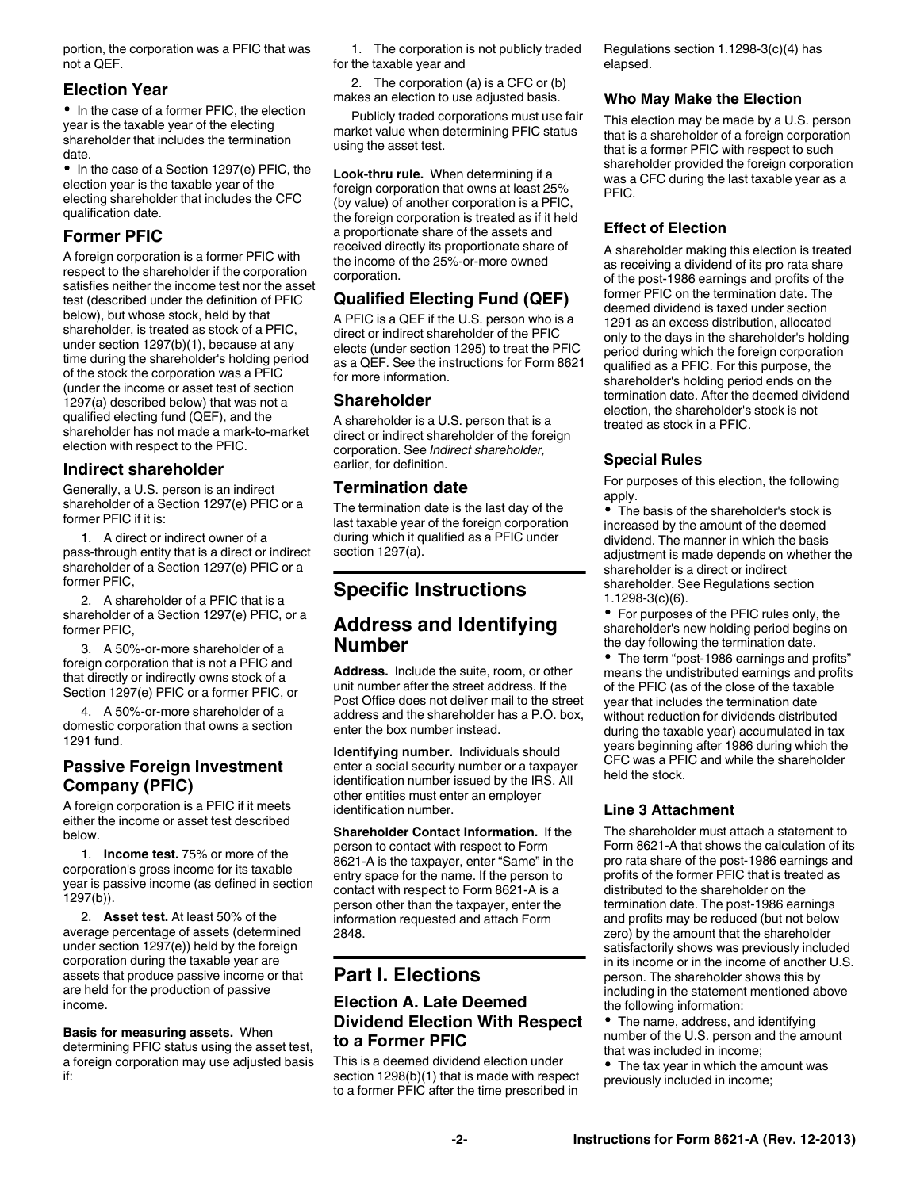portion, the corporation was a PFIC that was not a QEF.

## Election Year

- In the case of a former PFIC, the election year is the taxable year of the electing shareholder that includes the termination date.
- In the case of a Section 1297(e) PFIC, the election year is the taxable year of the electing shareholder that includes the CFC qualification date.

## Former PFIC

A foreign corporation is a former PFIC with respect to the shareholder if the corporation satisfies neither the income test nor the asset test (described under the definition of PFIC below), but whose stock, held by that shareholder, is treated as stock of a PFIC, under section 1297(b)(1), because at any time during the shareholder's holding period of the stock the corporation was a PFIC (under the income or asset test of section 1297(a) described below) that was not a qualified electing fund (QEF), and the shareholder has not made a mark-to-market election with respect to the PFIC.

## Indirect shareholder

Generally, a U.S. person is an indirect shareholder of a Section 1297(e) PFIC or a former PFIC if it is:

1. A direct or indirect owner of a pass-through entity that is a direct or indirect shareholder of a Section 1297(e) PFIC or a former PFIC,
2. A shareholder of a PFIC that is a shareholder of a Section 1297(e) PFIC, or a former PFIC,
3. A 50%-or-more shareholder of a foreign corporation that is not a PFIC and that directly or indirectly owns stock of a Section 1297(e) PFIC or a former PFIC, or
4. A 50%-or-more shareholder of a domestic corporation that owns a section 1291 fund.

## Passive Foreign Investment Company (PFIC)

A foreign corporation is a PFIC if it meets either the income or asset test described below.

1. **Income test.** 75% or more of the corporation's gross income for its taxable year is passive income (as defined in section 1297(b)).
2. **Asset test.** At least 50% of the average percentage of assets (determined under section 1297(e)) held by the foreign corporation during the taxable year are assets that produce passive income or that are held for the production of passive income.

**Basis for measuring assets.** When determining PFIC status using the asset test, a foreign corporation may use adjusted basis if:

1. The corporation is not publicly traded for the taxable year and
2. The corporation (a) is a CFC or (b) makes an election to use adjusted basis.

Publicly traded corporations must use fair market value when determining PFIC status using the asset test.

**Look-thru rule.** When determining if a foreign corporation that owns at least 25% (by value) of another corporation is a PFIC, the foreign corporation is treated as if it held a proportionate share of the assets and received directly its proportionate share of the income of the 25%-or-more owned corporation.

## Qualified Electing Fund (QEF)

A PFIC is a QEF if the U.S. person who is a direct or indirect shareholder of the PFIC elects (under section 1295) to treat the PFIC as a QEF. See the instructions for Form 8621 for more information.

## Shareholder

A shareholder is a U.S. person that is a direct or indirect shareholder of the foreign corporation. See *Indirect shareholder,* earlier, for definition.

## Termination date

The termination date is the last day of the last taxable year of the foreign corporation during which it qualified as a PFIC under section 1297(a).

# Specific Instructions

# Address and Identifying Number

**Address.** Include the suite, room, or other unit number after the street address. If the Post Office does not deliver mail to the street address and the shareholder has a P.O. box, enter the box number instead.

**Identifying number.** Individuals should enter a social security number or a taxpayer identification number issued by the IRS. All other entities must enter an employer identification number.

**Shareholder Contact Information.** If the person to contact with respect to Form 8621-A is the taxpayer, enter "Same" in the entry space for the name. If the person to contact with respect to Form 8621-A is a person other than the taxpayer, enter the information requested and attach Form 2848.

# Part I. Elections

## Election A. Late Deemed Dividend Election With Respect to a Former PFIC

This is a deemed dividend election under section 1298(b)(1) that is made with respect to a former PFIC after the time prescribed in Regulations section 1.1298-3(c)(4) has elapsed.

### Who May Make the Election

This election may be made by a U.S. person that is a shareholder of a foreign corporation that is a former PFIC with respect to such shareholder provided the foreign corporation was a CFC during the last taxable year as a PFIC.

### Effect of Election

A shareholder making this election is treated as receiving a dividend of its pro rata share of the post-1986 earnings and profits of the former PFIC on the termination date. The deemed dividend is taxed under section 1291 as an excess distribution, allocated only to the days in the shareholder's holding period during which the foreign corporation qualified as a PFIC. For this purpose, the shareholder's holding period ends on the termination date. After the deemed dividend election, the shareholder's stock is not treated as stock in a PFIC.

### Special Rules

For purposes of this election, the following apply.

- The basis of the shareholder's stock is increased by the amount of the deemed dividend. The manner in which the basis adjustment is made depends on whether the shareholder is a direct or indirect shareholder. See Regulations section 1.1298-3(c)(6).
- For purposes of the PFIC rules only, the shareholder's new holding period begins on the day following the termination date.
- The term "post-1986 earnings and profits" means the undistributed earnings and profits of the PFIC (as of the close of the taxable year that includes the termination date without reduction for dividends distributed during the taxable year) accumulated in tax years beginning after 1986 during which the CFC was a PFIC and while the shareholder held the stock.

### Line 3 Attachment

The shareholder must attach a statement to Form 8621-A that shows the calculation of its pro rata share of the post-1986 earnings and profits of the former PFIC that is treated as distributed to the shareholder on the termination date. The post-1986 earnings and profits may be reduced (but not below zero) by the amount that the shareholder satisfactorily shows was previously included in its income or in the income of another U.S. person. The shareholder shows this by including in the statement mentioned above the following information:

- The name, address, and identifying number of the U.S. person and the amount that was included in income;
- The tax year in which the amount was previously included in income;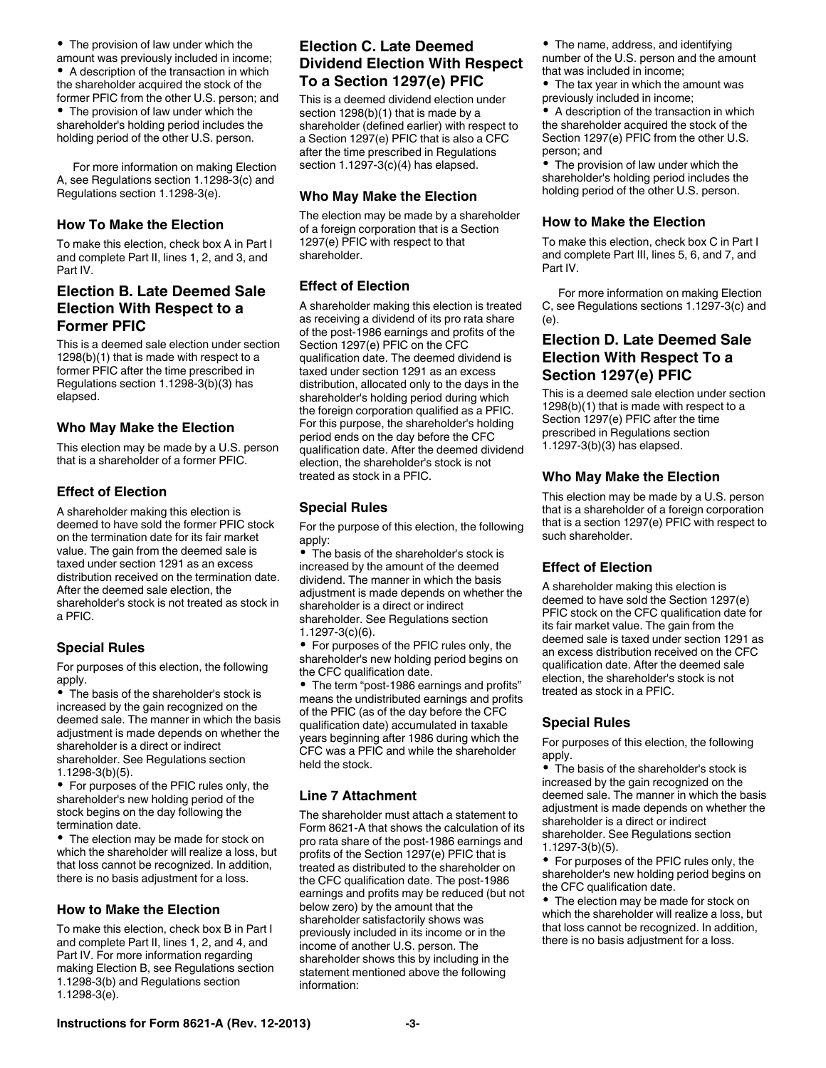- The provision of law under which the amount was previously included in income;
- A description of the transaction in which the shareholder acquired the stock of the former PFIC from the other U.S. person; and
- The provision of law under which the shareholder's holding period includes the holding period of the other U.S. person.

For more information on making Election A, see Regulations section 1.1298-3(c) and Regulations section 1.1298-3(e).

### How To Make the Election

To make this election, check box A in Part I and complete Part II, lines 1, 2, and 3, and Part IV.

## Election B. Late Deemed Sale Election With Respect to a Former PFIC

This is a deemed sale election under section 1298(b)(1) that is made with respect to a former PFIC after the time prescribed in Regulations section 1.1298-3(b)(3) has elapsed.

### Who May Make the Election

This election may be made by a U.S. person that is a shareholder of a former PFIC.

### Effect of Election

A shareholder making this election is deemed to have sold the former PFIC stock on the termination date for its fair market value. The gain from the deemed sale is taxed under section 1291 as an excess distribution received on the termination date. After the deemed sale election, the shareholder's stock is not treated as stock in a PFIC.

### Special Rules

For purposes of this election, the following apply.

- The basis of the shareholder's stock is increased by the gain recognized on the deemed sale. The manner in which the basis adjustment is made depends on whether the shareholder is a direct or indirect shareholder. See Regulations section 1.1298-3(b)(5).
- For purposes of the PFIC rules only, the shareholder's new holding period of the stock begins on the day following the termination date.
- The election may be made for stock on which the shareholder will realize a loss, but that loss cannot be recognized. In addition, there is no basis adjustment for a loss.

### How to Make the Election

To make this election, check box B in Part I and complete Part II, lines 1, 2, and 4, and Part IV. For more information regarding making Election B, see Regulations section 1.1298-3(b) and Regulations section 1.1298-3(e).

## Election C. Late Deemed Dividend Election With Respect To a Section 1297(e) PFIC

This is a deemed dividend election under section 1298(b)(1) that is made by a shareholder (defined earlier) with respect to a Section 1297(e) PFIC that is also a CFC after the time prescribed in Regulations section 1.1297-3(c)(4) has elapsed.

### Who May Make the Election

The election may be made by a shareholder of a foreign corporation that is a Section 1297(e) PFIC with respect to that shareholder.

### Effect of Election

A shareholder making this election is treated as receiving a dividend of its pro rata share of the post-1986 earnings and profits of the Section 1297(e) PFIC on the CFC qualification date. The deemed dividend is taxed under section 1291 as an excess distribution, allocated only to the days in the shareholder's holding period during which the foreign corporation qualified as a PFIC. For this purpose, the shareholder's holding period ends on the day before the CFC qualification date. After the deemed dividend election, the shareholder's stock is not treated as stock in a PFIC.

### Special Rules

For the purpose of this election, the following apply:

- The basis of the shareholder's stock is increased by the amount of the deemed dividend. The manner in which the basis adjustment is made depends on whether the shareholder is a direct or indirect shareholder. See Regulations section 1.1297-3(c)(6).
- For purposes of the PFIC rules only, the shareholder's new holding period begins on the CFC qualification date.
- The term "post-1986 earnings and profits" means the undistributed earnings and profits of the PFIC (as of the day before the CFC qualification date) accumulated in taxable years beginning after 1986 during which the CFC was a PFIC and while the shareholder held the stock.

### Line 7 Attachment

The shareholder must attach a statement to Form 8621-A that shows the calculation of its pro rata share of the post-1986 earnings and profits of the Section 1297(e) PFIC that is treated as distributed to the shareholder on the CFC qualification date. The post-1986 earnings and profits may be reduced (but not below zero) by the amount that the shareholder satisfactorily shows was previously included in its income or in the income of another U.S. person. The shareholder shows this by including in the statement mentioned above the following information:

- The name, address, and identifying number of the U.S. person and the amount that was included in income;
- The tax year in which the amount was previously included in income;
- A description of the transaction in which the shareholder acquired the stock of the Section 1297(e) PFIC from the other U.S. person; and
- The provision of law under which the shareholder's holding period includes the holding period of the other U.S. person.

### How to Make the Election

To make this election, check box C in Part I and complete Part III, lines 5, 6, and 7, and Part IV.

For more information on making Election C, see Regulations sections 1.1297-3(c) and (e).

## Election D. Late Deemed Sale Election With Respect To a Section 1297(e) PFIC

This is a deemed sale election under section 1298(b)(1) that is made with respect to a Section 1297(e) PFIC after the time prescribed in Regulations section 1.1297-3(b)(3) has elapsed.

### Who May Make the Election

This election may be made by a U.S. person that is a shareholder of a foreign corporation that is a section 1297(e) PFIC with respect to such shareholder.

### Effect of Election

A shareholder making this election is deemed to have sold the Section 1297(e) PFIC stock on the CFC qualification date for its fair market value. The gain from the deemed sale is taxed under section 1291 as an excess distribution received on the CFC qualification date. After the deemed sale election, the shareholder's stock is not treated as stock in a PFIC.

### Special Rules

For purposes of this election, the following apply.

- The basis of the shareholder's stock is increased by the gain recognized on the deemed sale. The manner in which the basis adjustment is made depends on whether the shareholder is a direct or indirect shareholder. See Regulations section 1.1297-3(b)(5).
- For purposes of the PFIC rules only, the shareholder's new holding period begins on the CFC qualification date.
- The election may be made for stock on which the shareholder will realize a loss, but that loss cannot be recognized. In addition, there is no basis adjustment for a loss.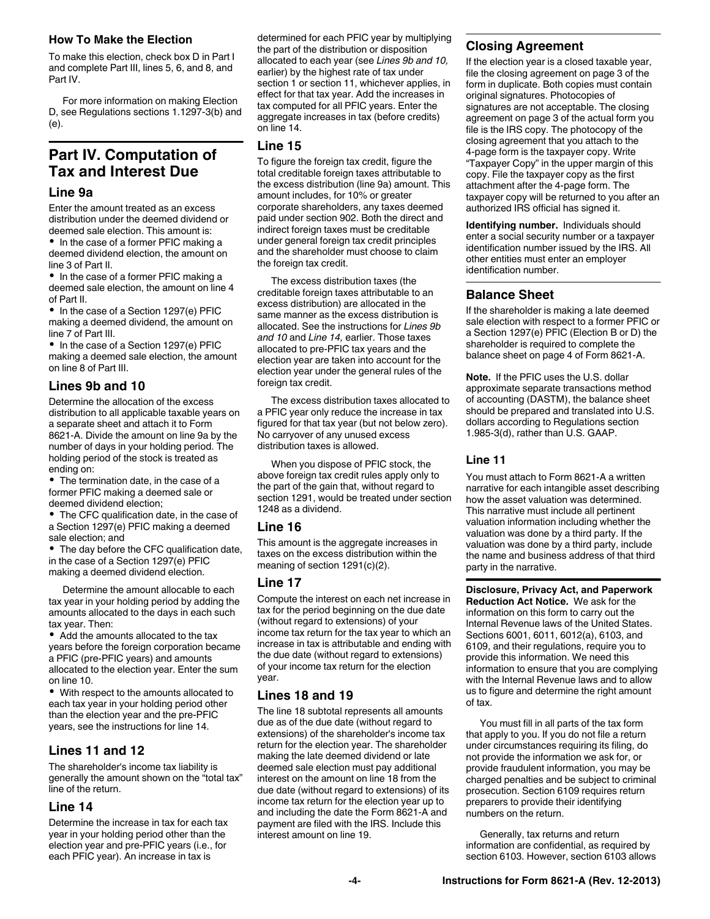### How To Make the Election

To make this election, check box D in Part I and complete Part III, lines 5, 6, and 8, and Part IV.

For more information on making Election D, see Regulations sections 1.1297-3(b) and (e).

## Part IV. Computation of Tax and Interest Due

### Line 9a

Enter the amount treated as an excess distribution under the deemed dividend or deemed sale election. This amount is:

- In the case of a former PFIC making a deemed dividend election, the amount on line 3 of Part II.
- In the case of a former PFIC making a deemed sale election, the amount on line 4 of Part II.
- In the case of a Section 1297(e) PFIC making a deemed dividend, the amount on line 7 of Part III.
- In the case of a Section 1297(e) PFIC making a deemed sale election, the amount on line 8 of Part III.

### Lines 9b and 10

Determine the allocation of the excess distribution to all applicable taxable years on a separate sheet and attach it to Form 8621-A. Divide the amount on line 9a by the number of days in your holding period. The holding period of the stock is treated as ending on:

- The termination date, in the case of a former PFIC making a deemed sale or deemed dividend election;
- The CFC qualification date, in the case of a Section 1297(e) PFIC making a deemed sale election; and
- The day before the CFC qualification date, in the case of a Section 1297(e) PFIC making a deemed dividend election.

Determine the amount allocable to each tax year in your holding period by adding the amounts allocated to the days in each such tax year. Then:

- Add the amounts allocated to the tax years before the foreign corporation became a PFIC (pre-PFIC years) and amounts allocated to the election year. Enter the sum on line 10.
- With respect to the amounts allocated to each tax year in your holding period other than the election year and the pre-PFIC years, see the instructions for line 14.

### Lines 11 and 12

The shareholder's income tax liability is generally the amount shown on the "total tax" line of the return.

### Line 14

Determine the increase in tax for each tax year in your holding period other than the election year and pre-PFIC years (i.e., for each PFIC year). An increase in tax is determined for each PFIC year by multiplying the part of the distribution or disposition allocated to each year (see *Lines 9b and 10,* earlier) by the highest rate of tax under section 1 or section 11, whichever applies, in effect for that tax year. Add the increases in tax computed for all PFIC years. Enter the aggregate increases in tax (before credits) on line 14.

### Line 15

To figure the foreign tax credit, figure the total creditable foreign taxes attributable to the excess distribution (line 9a) amount. This amount includes, for 10% or greater corporate shareholders, any taxes deemed paid under section 902. Both the direct and indirect foreign taxes must be creditable under general foreign tax credit principles and the shareholder must choose to claim the foreign tax credit.

The excess distribution taxes (the creditable foreign taxes attributable to an excess distribution) are allocated in the same manner as the excess distribution is allocated. See the instructions for *Lines 9b and 10* and *Line 14,* earlier. Those taxes allocated to pre-PFIC tax years and the election year are taken into account for the election year under the general rules of the foreign tax credit.

The excess distribution taxes allocated to a PFIC year only reduce the increase in tax figured for that tax year (but not below zero). No carryover of any unused excess distribution taxes is allowed.

When you dispose of PFIC stock, the above foreign tax credit rules apply only to the part of the gain that, without regard to section 1291, would be treated under section 1248 as a dividend.

### Line 16

This amount is the aggregate increases in taxes on the excess distribution within the meaning of section 1291(c)(2).

### Line 17

Compute the interest on each net increase in tax for the period beginning on the due date (without regard to extensions) of your income tax return for the tax year to which an increase in tax is attributable and ending with the due date (without regard to extensions) of your income tax return for the election year.

### Lines 18 and 19

The line 18 subtotal represents all amounts due as of the due date (without regard to extensions) of the shareholder's income tax return for the election year. The shareholder making the late deemed dividend or late deemed sale election must pay additional interest on the amount on line 18 from the due date (without regard to extensions) of its income tax return for the election year up to and including the date the Form 8621-A and payment are filed with the IRS. Include this interest amount on line 19.

## Closing Agreement

If the election year is a closed taxable year, file the closing agreement on page 3 of the form in duplicate. Both copies must contain original signatures. Photocopies of signatures are not acceptable. The closing agreement on page 3 of the actual form you file is the IRS copy. The photocopy of the closing agreement that you attach to the 4-page form is the taxpayer copy. Write "Taxpayer Copy" in the upper margin of this copy. File the taxpayer copy as the first attachment after the 4-page form. The taxpayer copy will be returned to you after an authorized IRS official has signed it.

**Identifying number.** Individuals should enter a social security number or a taxpayer identification number issued by the IRS. All other entities must enter an employer identification number.

## Balance Sheet

If the shareholder is making a late deemed sale election with respect to a former PFIC or a Section 1297(e) PFIC (Election B or D) the shareholder is required to complete the balance sheet on page 4 of Form 8621-A.

**Note.** If the PFIC uses the U.S. dollar approximate separate transactions method of accounting (DASTM), the balance sheet should be prepared and translated into U.S. dollars according to Regulations section 1.985-3(d), rather than U.S. GAAP.

### Line 11

You must attach to Form 8621-A a written narrative for each intangible asset describing how the asset valuation was determined. This narrative must include all pertinent valuation information including whether the valuation was done by a third party. If the valuation was done by a third party, include the name and business address of that third party in the narrative.

**Disclosure, Privacy Act, and Paperwork Reduction Act Notice.** We ask for the information on this form to carry out the Internal Revenue laws of the United States. Sections 6001, 6011, 6012(a), 6103, and 6109, and their regulations, require you to provide this information. We need this information to ensure that you are complying with the Internal Revenue laws and to allow us to figure and determine the right amount of tax.

You must fill in all parts of the tax form that apply to you. If you do not file a return under circumstances requiring its filing, do not provide the information we ask for, or provide fraudulent information, you may be charged penalties and be subject to criminal prosecution. Section 6109 requires return preparers to provide their identifying numbers on the return.

Generally, tax returns and return information are confidential, as required by section 6103. However, section 6103 allows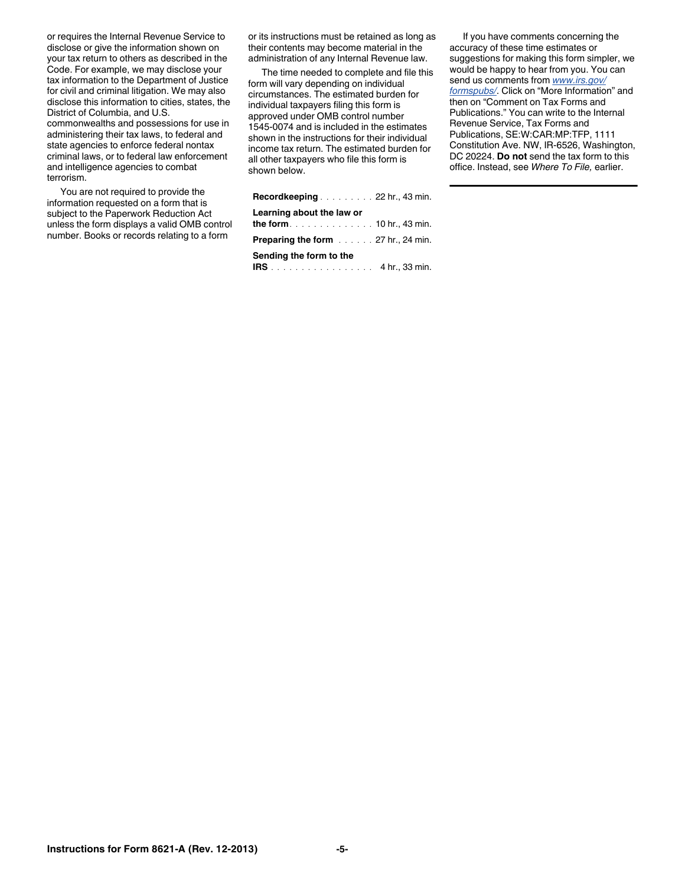or requires the Internal Revenue Service to disclose or give the information shown on your tax return to others as described in the Code. For example, we may disclose your tax information to the Department of Justice for civil and criminal litigation. We may also disclose this information to cities, states, the District of Columbia, and U.S. commonwealths and possessions for use in administering their tax laws, to federal and state agencies to enforce federal nontax criminal laws, or to federal law enforcement and intelligence agencies to combat terrorism.

You are not required to provide the information requested on a form that is subject to the Paperwork Reduction Act unless the form displays a valid OMB control number. Books or records relating to a form or its instructions must be retained as long as their contents may become material in the administration of any Internal Revenue law.

The time needed to complete and file this form will vary depending on individual circumstances. The estimated burden for individual taxpayers filing this form is approved under OMB control number 1545-0074 and is included in the estimates shown in the instructions for their individual income tax return. The estimated burden for all other taxpayers who file this form is shown below.

| | |
|---|---|
| **Recordkeeping** | 22 hr., 43 min. |
| **Learning about the law or the form** | 10 hr., 43 min. |
| **Preparing the form** | 27 hr., 24 min. |
| **Sending the form to the IRS** | 4 hr., 33 min. |

If you have comments concerning the accuracy of these time estimates or suggestions for making this form simpler, we would be happy to hear from you. You can send us comments from www.irs.gov/formspubs/. Click on "More Information" and then on "Comment on Tax Forms and Publications." You can write to the Internal Revenue Service, Tax Forms and Publications, SE:W:CAR:MP:TFP, 1111 Constitution Ave. NW, IR-6526, Washington, DC 20224. **Do not** send the tax form to this office. Instead, see *Where To File,* earlier.